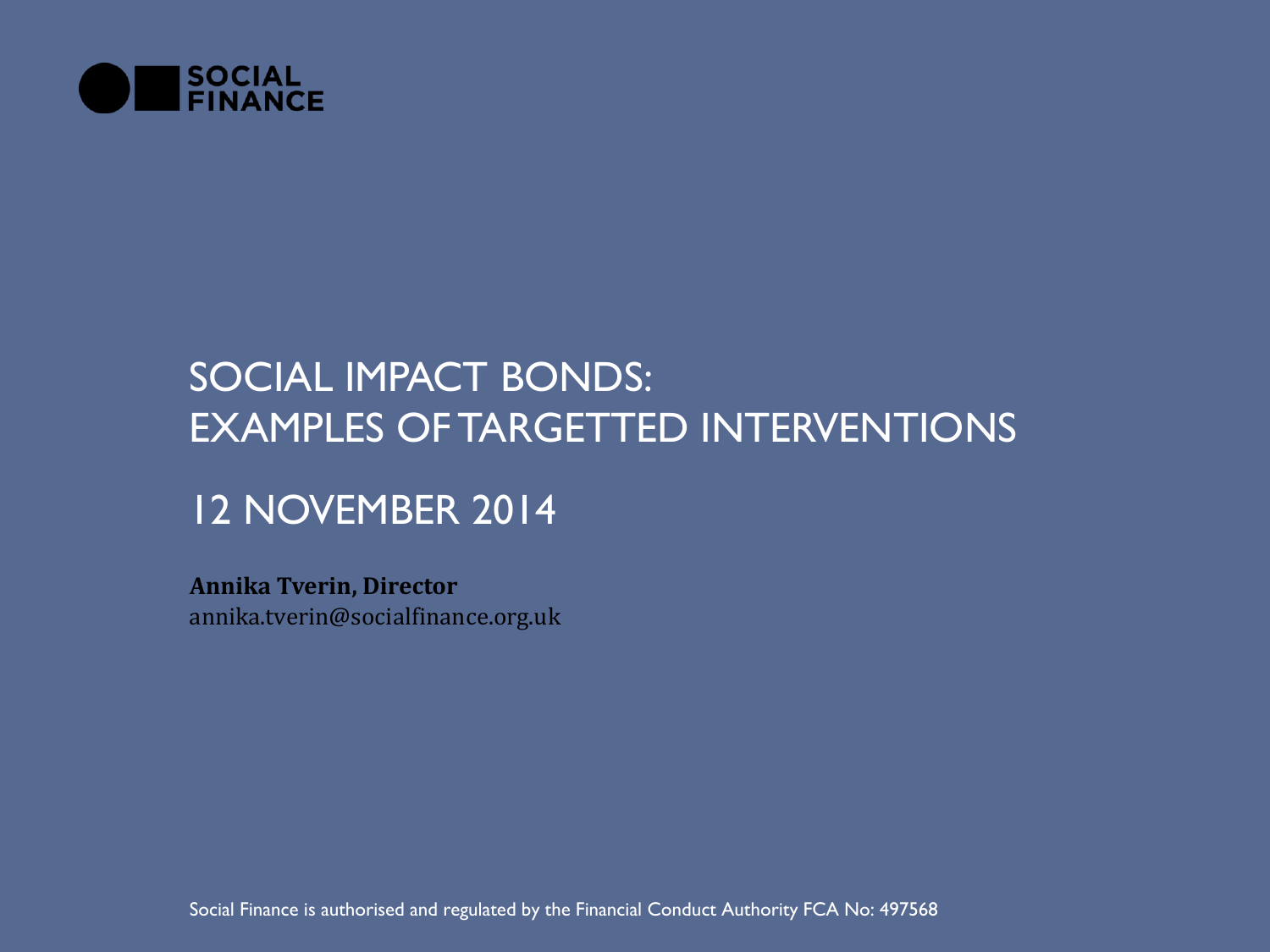SOCIAL FINANCE

# SOCIAL IMPACT BONDS: EXAMPLES OF TARGETTED INTERVENTIONS

## 12 NOVEMBER 2014

**Annika Tverin, Director**
annika.tverin@socialfinance.org.uk

Social Finance is authorised and regulated by the Financial Conduct Authority FCA No: 497568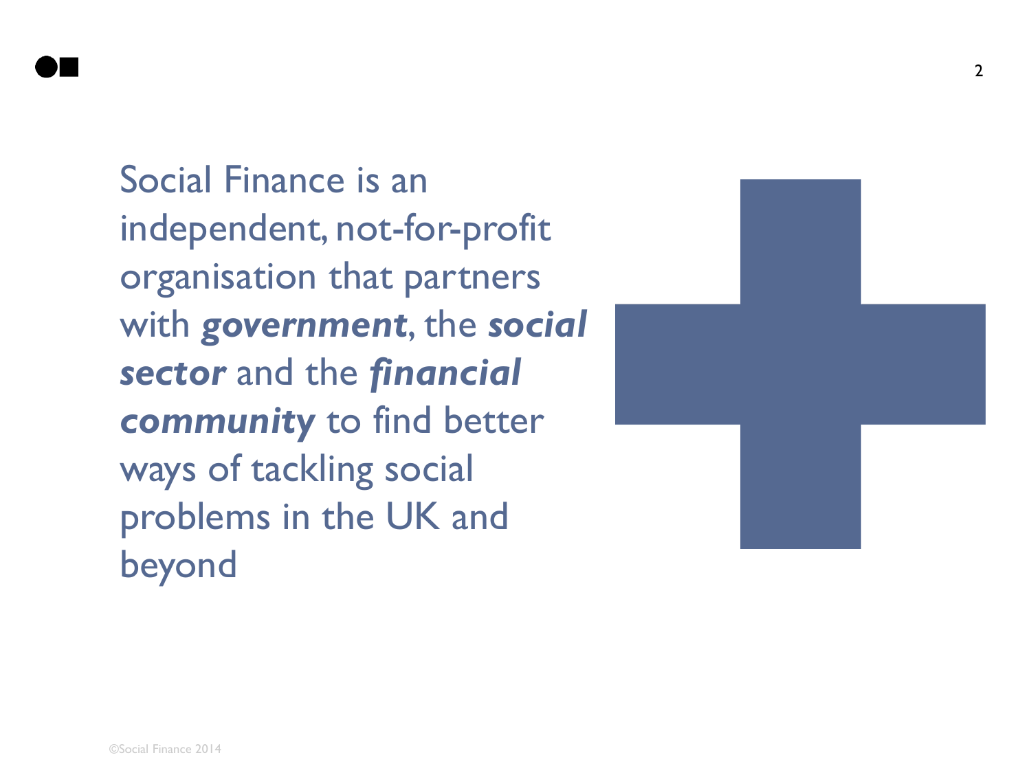Social Finance is an independent, not-for-profit organisation that partners with ***government***, the ***social sector*** and the ***financial community*** to find better ways of tackling social problems in the UK and beyond

©Social Finance 2014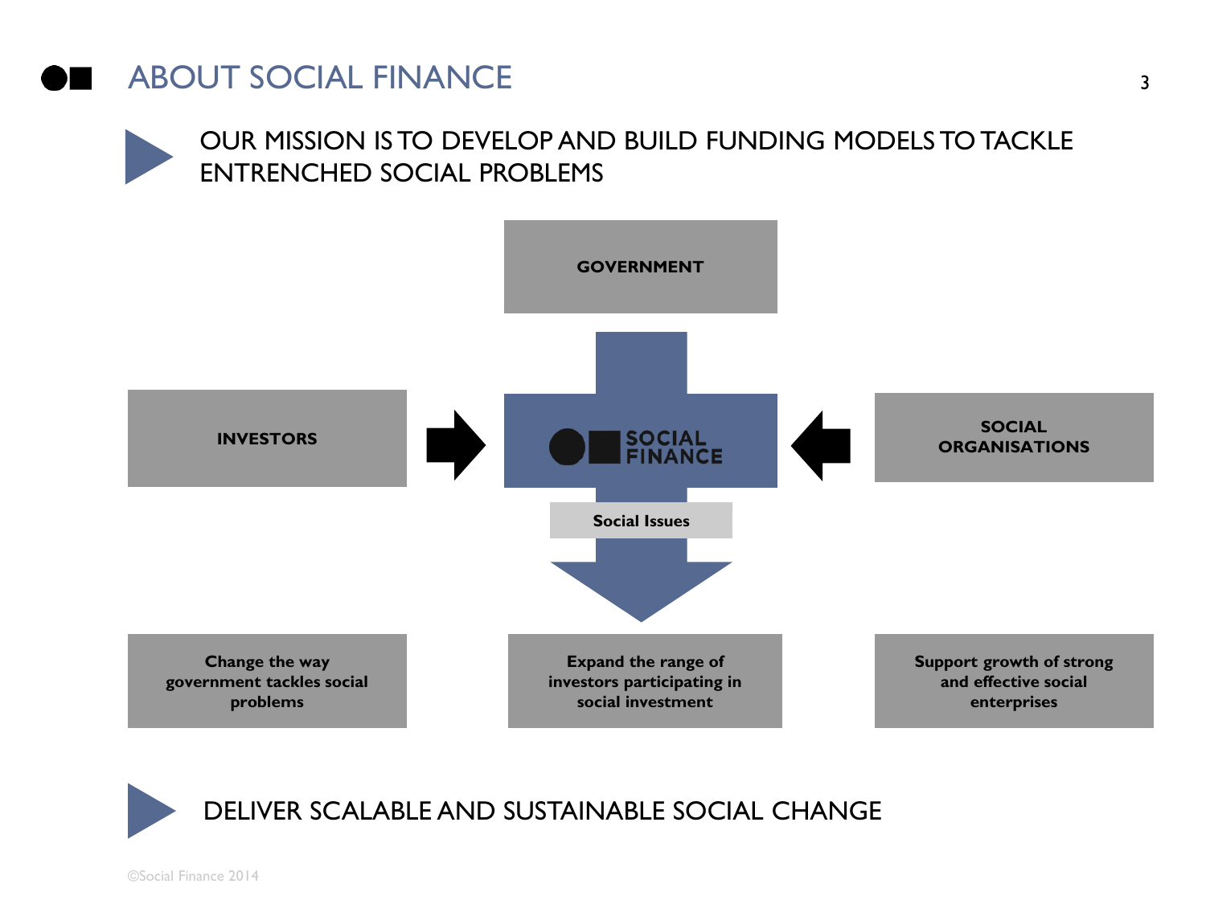# ABOUT SOCIAL FINANCE

**OUR MISSION IS TO DEVELOP AND BUILD FUNDING MODELS TO TACKLE ENTRENCHED SOCIAL PROBLEMS**

GOVERNMENT

INVESTORS

SOCIAL FINANCE

SOCIAL ORGANISATIONS

Social Issues

Change the way government tackles social problems

Expand the range of investors participating in social investment

Support growth of strong and effective social enterprises

**DELIVER SCALABLE AND SUSTAINABLE SOCIAL CHANGE**

©Social Finance 2014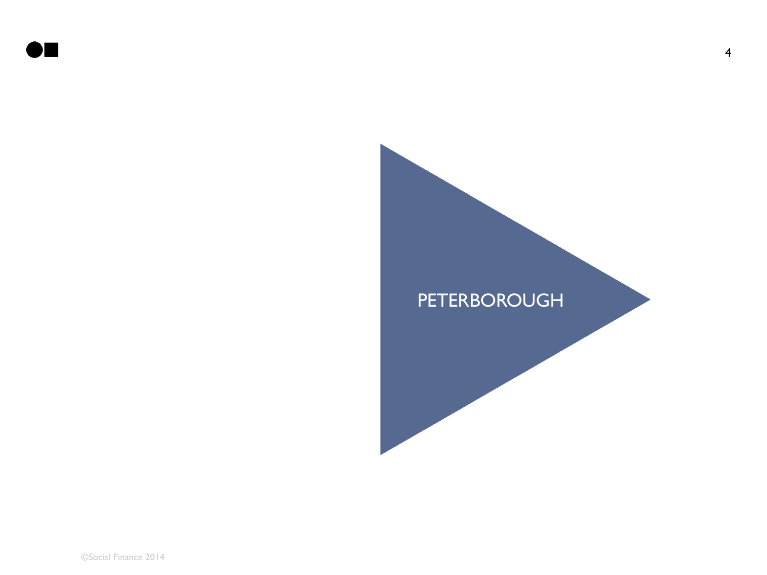# PETERBOROUGH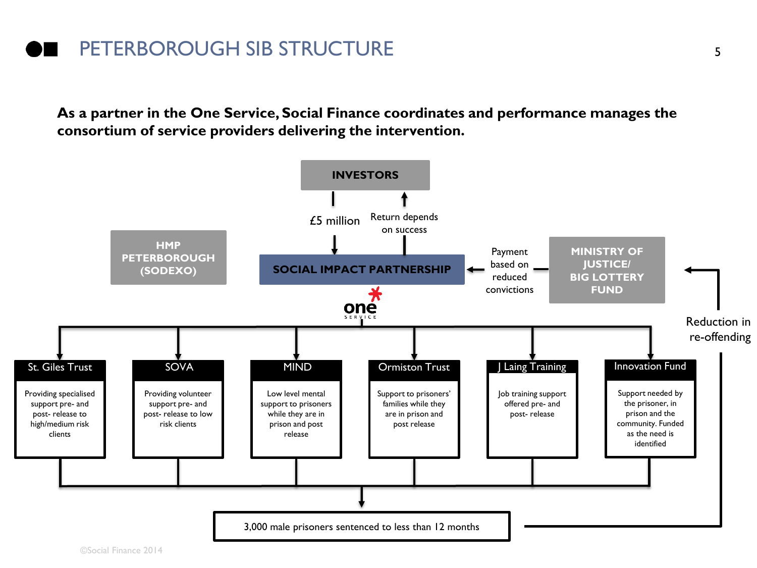# PETERBOROUGH SIB STRUCTURE

**As a partner in the One Service, Social Finance coordinates and performance manages the consortium of service providers delivering the intervention.**

**INVESTORS**

£5 million

Return depends on success

**HMP PETERBOROUGH (SODEXO)**

**SOCIAL IMPACT PARTNERSHIP**

Payment based on reduced convictions

**MINISTRY OF JUSTICE/ BIG LOTTERY FUND**

one SERVICE

Reduction in re-offending

| St. Giles Trust | SOVA | MIND | Ormiston Trust | J Laing Training | Innovation Fund |
|---|---|---|---|---|---|
| Providing specialised support pre- and post- release to high/medium risk clients | Providing volunteer support pre- and post- release to low risk clients | Low level mental support to prisoners while they are in prison and post release | Support to prisoners' families while they are in prison and post release | Job training support offered pre- and post- release | Support needed by the prisoner, in prison and the community. Funded as the need is identified |

3,000 male prisoners sentenced to less than 12 months

©Social Finance 2014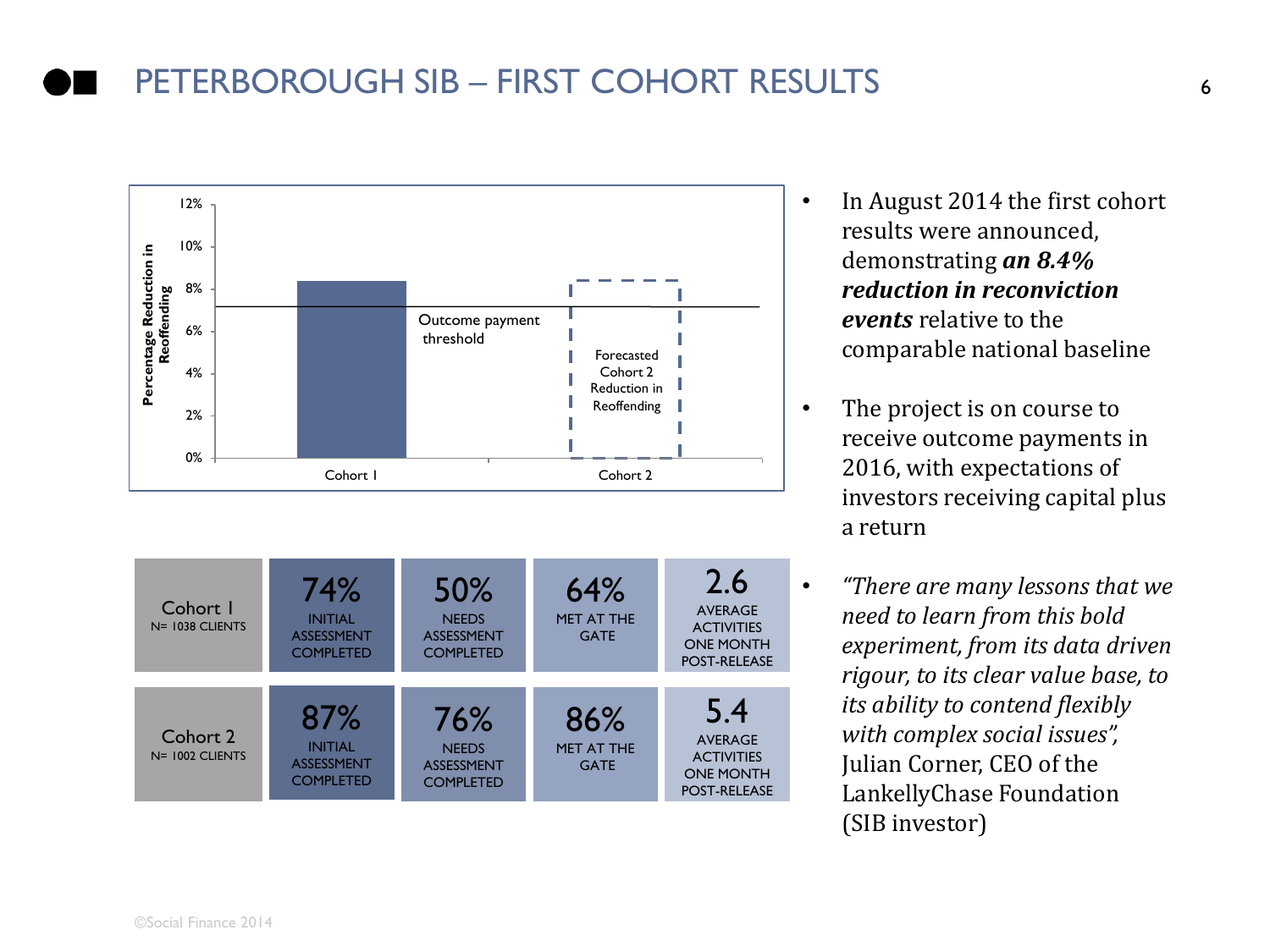# PETERBOROUGH SIB – FIRST COHORT RESULTS

Percentage Reduction in Reoffending

12%
10%
8%
6%
4%
2%
0%

Outcome payment threshold

Forecasted Cohort 2 Reduction in Reoffending

Cohort 1 | Cohort 2

| Cohort | Initial Assessment Completed | Needs Assessment Completed | Met at the Gate | Average Activities One Month Post-Release |
|---|---|---|---|---|
| Cohort 1 N= 1038 CLIENTS | 74% | 50% | 64% | 2.6 |
| Cohort 2 N= 1002 CLIENTS | 87% | 76% | 86% | 5.4 |

- In August 2014 the first cohort results were announced, demonstrating ***an 8.4% reduction in reconviction events*** relative to the comparable national baseline
- The project is on course to receive outcome payments in 2016, with expectations of investors receiving capital plus a return
- *"There are many lessons that we need to learn from this bold experiment, from its data driven rigour, to its clear value base, to its ability to contend flexibly with complex social issues",* Julian Corner, CEO of the LankellyChase Foundation (SIB investor)

©Social Finance 2014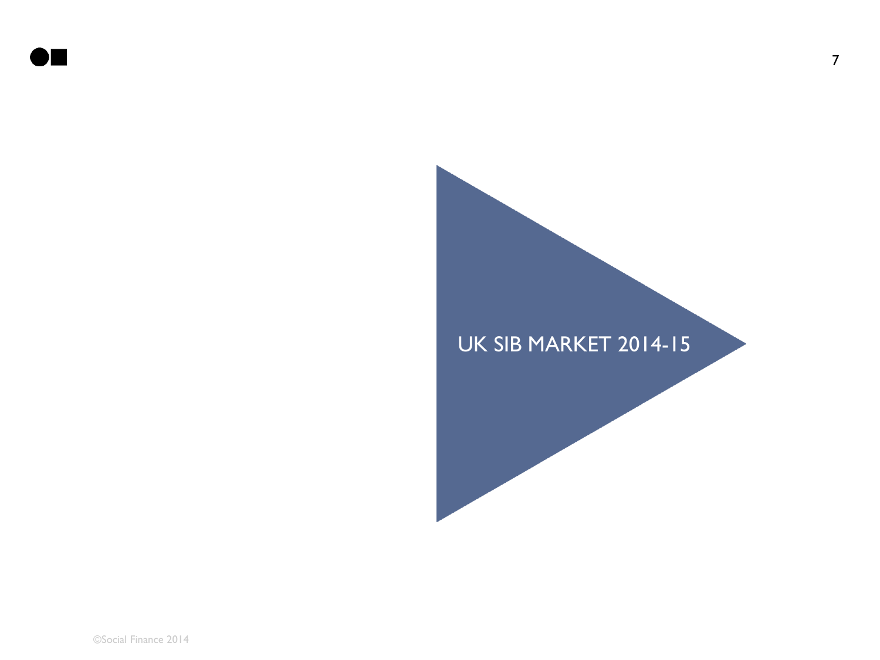# UK SIB MARKET 2014-15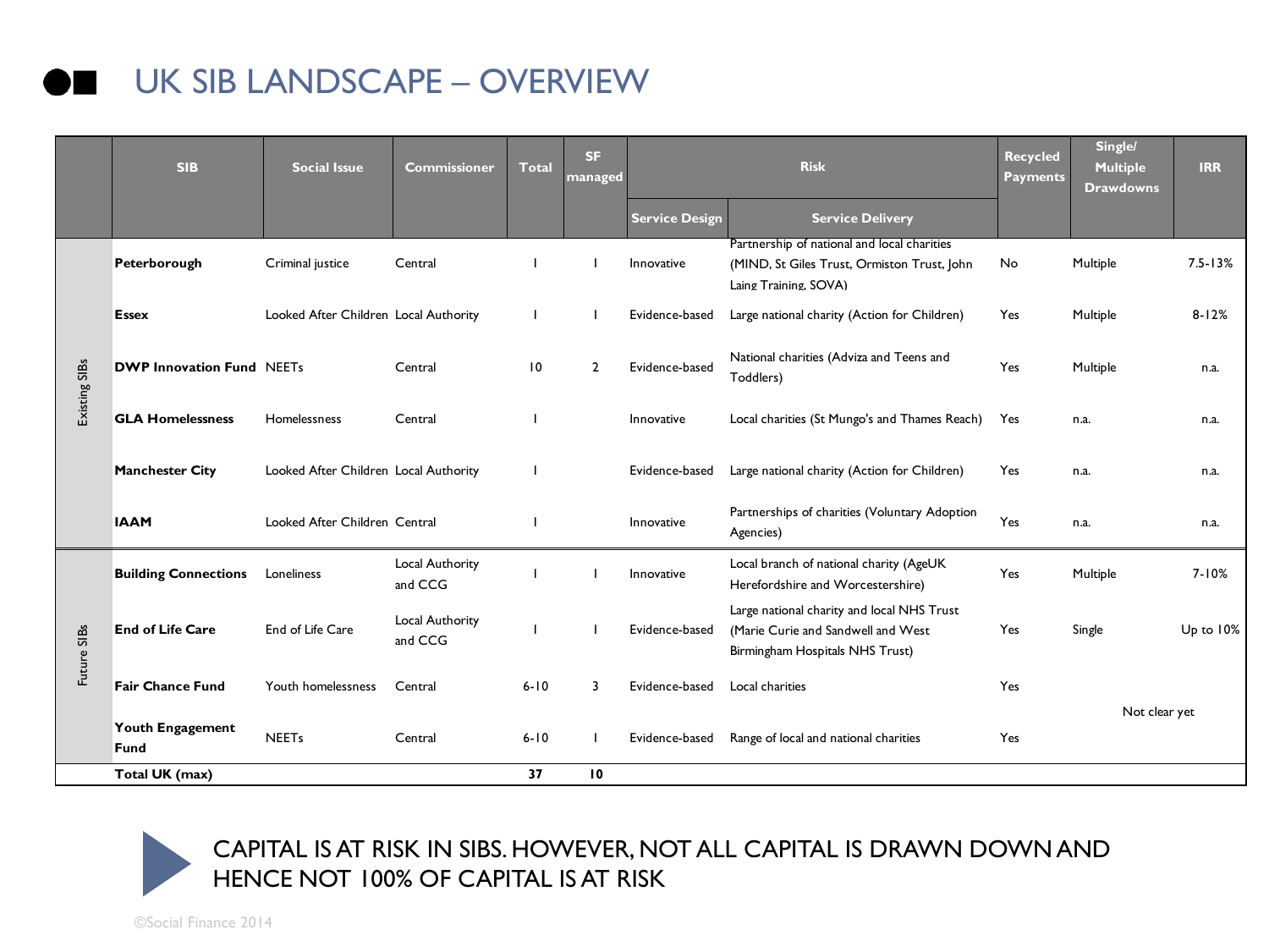# UK SIB LANDSCAPE – OVERVIEW

| | SIB | Social Issue | Commissioner | Total | SF managed | Risk | | Recycled Payments | Single/ Multiple Drawdowns | IRR |
|---|---|---|---|---|---|---|---|---|---|---|
| | | | | | | Service Design | Service Delivery | | | |
| Existing SIBs | **Peterborough** | Criminal justice | Central | 1 | 1 | Innovative | Partnership of national and local charities (MIND, St Giles Trust, Ormiston Trust, John Laing Training, SOVA) | No | Multiple | 7.5-13% |
| | **Essex** | Looked After Children | Local Authority | 1 | 1 | Evidence-based | Large national charity (Action for Children) | Yes | Multiple | 8-12% |
| | **DWP Innovation Fund** | NEETs | Central | 10 | 2 | Evidence-based | National charities (Adviza and Teens and Toddlers) | Yes | Multiple | n.a. |
| | **GLA Homelessness** | Homelessness | Central | 1 | | Innovative | Local charities (St Mungo's and Thames Reach) | Yes | n.a. | n.a. |
| | **Manchester City** | Looked After Children | Local Authority | 1 | | Evidence-based | Large national charity (Action for Children) | Yes | n.a. | n.a. |
| | **IAAM** | Looked After Children | Central | 1 | | Innovative | Partnerships of charities (Voluntary Adoption Agencies) | Yes | n.a. | n.a. |
| Future SIBs | **Building Connections** | Loneliness | Local Authority and CCG | 1 | 1 | Innovative | Local branch of national charity (AgeUK Herefordshire and Worcestershire) | Yes | Multiple | 7-10% |
| | **End of Life Care** | End of Life Care | Local Authority and CCG | 1 | 1 | Evidence-based | Large national charity and local NHS Trust (Marie Curie and Sandwell and West Birmingham Hospitals NHS Trust) | Yes | Single | Up to 10% |
| | **Fair Chance Fund** | Youth homelessness | Central | 6-10 | 3 | Evidence-based | Local charities | Yes | Not clear yet | |
| | **Youth Engagement Fund** | NEETs | Central | 6-10 | 1 | Evidence-based | Range of local and national charities | Yes | | |
| | **Total UK (max)** | | | 37 | 10 | | | | | |

CAPITAL IS AT RISK IN SIBS. HOWEVER, NOT ALL CAPITAL IS DRAWN DOWN AND HENCE NOT 100% OF CAPITAL IS AT RISK

©Social Finance 2014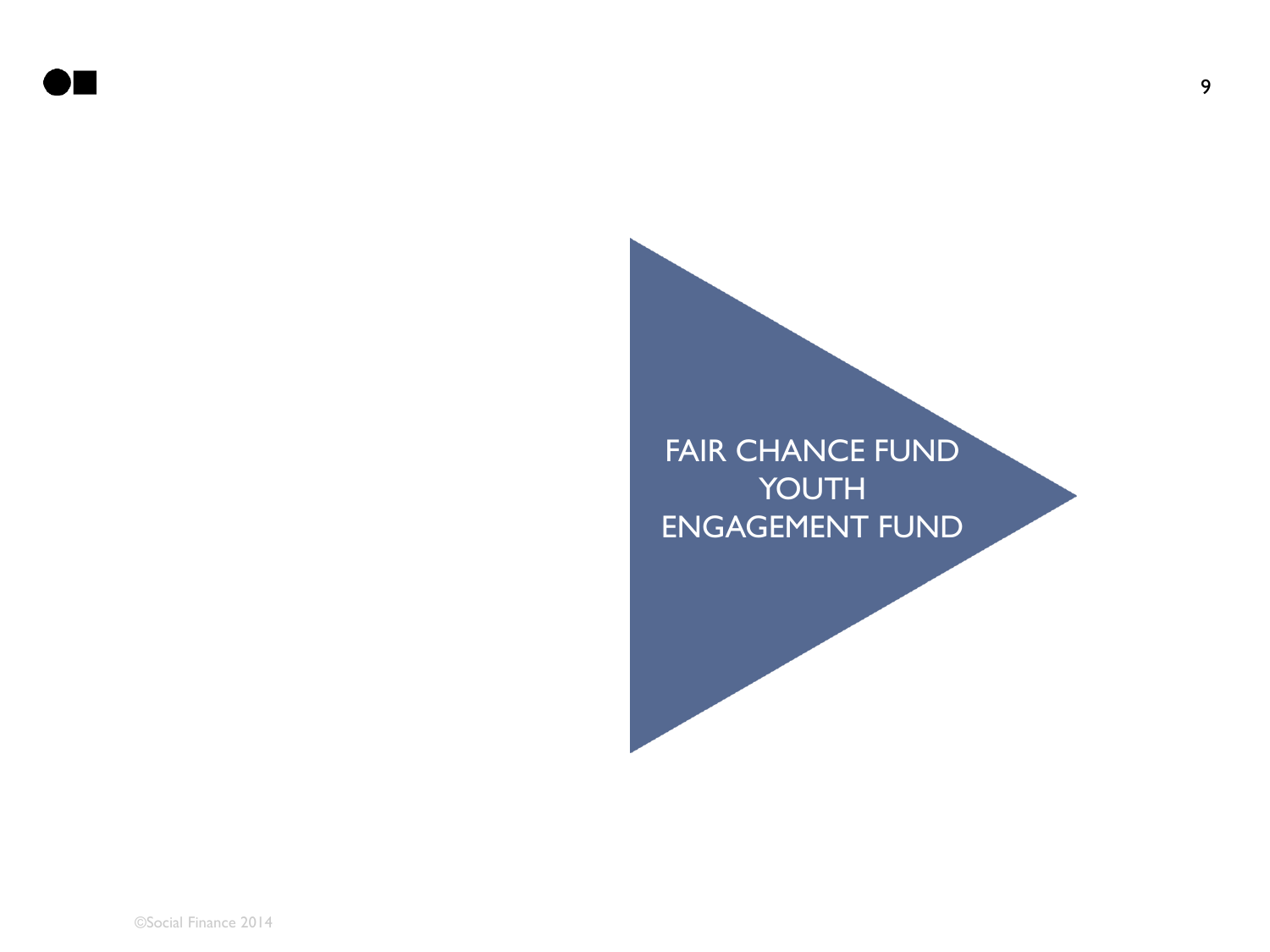# FAIR CHANCE FUND YOUTH ENGAGEMENT FUND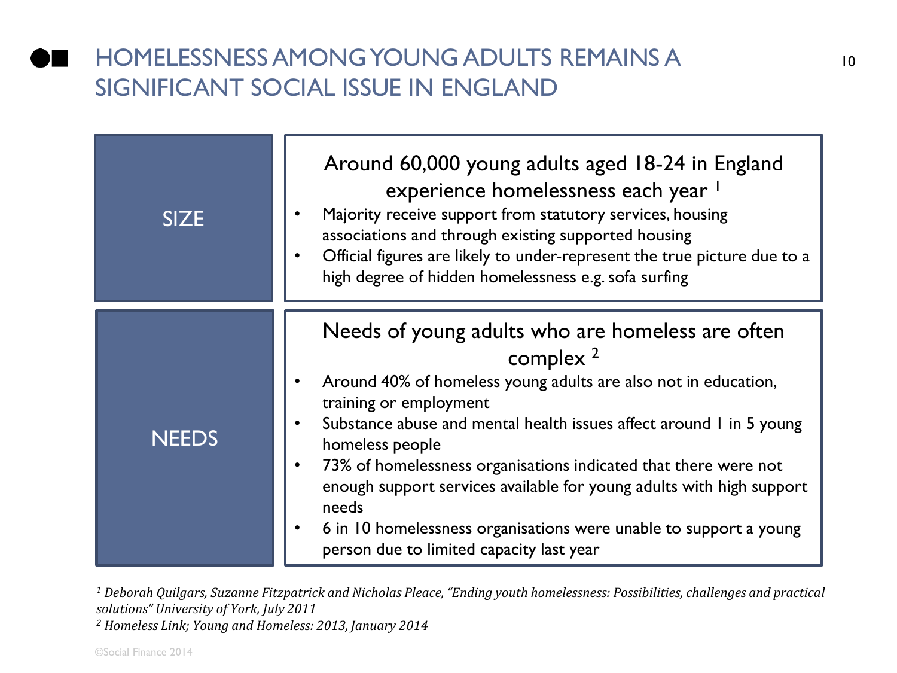# HOMELESSNESS AMONG YOUNG ADULTS REMAINS A SIGNIFICANT SOCIAL ISSUE IN ENGLAND

## SIZE

**Around 60,000 young adults aged 18-24 in England experience homelessness each year [1]**

- Majority receive support from statutory services, housing associations and through existing supported housing
- Official figures are likely to under-represent the true picture due to a high degree of hidden homelessness e.g. sofa surfing

## NEEDS

**Needs of young adults who are homeless are often complex [2]**

- Around 40% of homeless young adults are also not in education, training or employment
- Substance abuse and mental health issues affect around 1 in 5 young homeless people
- 73% of homelessness organisations indicated that there were not enough support services available for young adults with high support needs
- 6 in 10 homelessness organisations were unable to support a young person due to limited capacity last year

*[1] Deborah Quilgars, Suzanne Fitzpatrick and Nicholas Pleace, "Ending youth homelessness: Possibilities, challenges and practical solutions" University of York, July 2011*

*[2] Homeless Link; Young and Homeless: 2013, January 2014*

©Social Finance 2014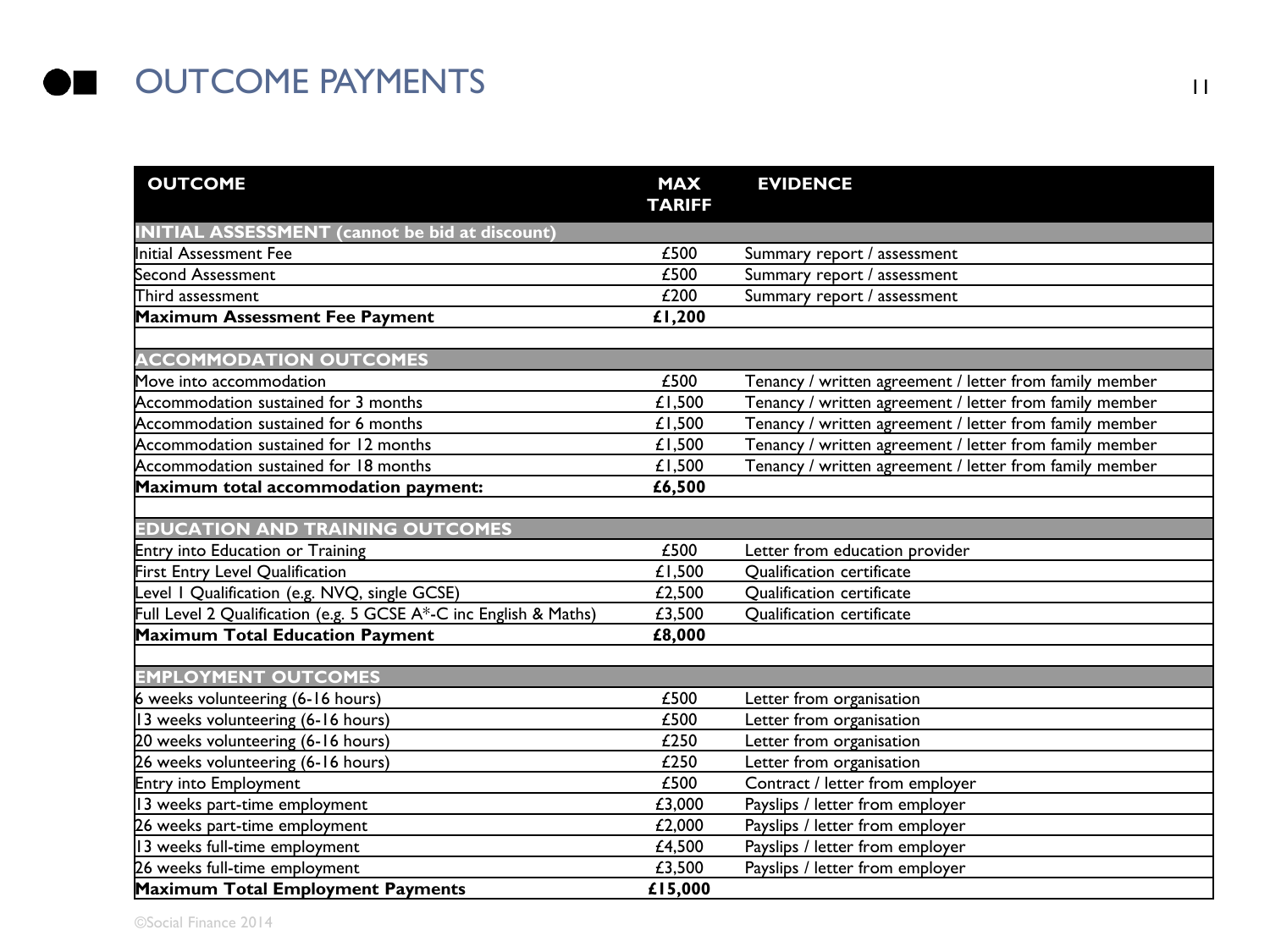# OUTCOME PAYMENTS

| OUTCOME | MAX TARIFF | EVIDENCE |
|---|---|---|
| **INITIAL ASSESSMENT (cannot be bid at discount)** | | |
| Initial Assessment Fee | £500 | Summary report / assessment |
| Second Assessment | £500 | Summary report / assessment |
| Third assessment | £200 | Summary report / assessment |
| **Maximum Assessment Fee Payment** | **£1,200** | |
| | | |
| **ACCOMMODATION OUTCOMES** | | |
| Move into accommodation | £500 | Tenancy / written agreement / letter from family member |
| Accommodation sustained for 3 months | £1,500 | Tenancy / written agreement / letter from family member |
| Accommodation sustained for 6 months | £1,500 | Tenancy / written agreement / letter from family member |
| Accommodation sustained for 12 months | £1,500 | Tenancy / written agreement / letter from family member |
| Accommodation sustained for 18 months | £1,500 | Tenancy / written agreement / letter from family member |
| **Maximum total accommodation payment:** | **£6,500** | |
| | | |
| **EDUCATION AND TRAINING OUTCOMES** | | |
| Entry into Education or Training | £500 | Letter from education provider |
| First Entry Level Qualification | £1,500 | Qualification certificate |
| Level 1 Qualification (e.g. NVQ, single GCSE) | £2,500 | Qualification certificate |
| Full Level 2 Qualification (e.g. 5 GCSE A*-C inc English & Maths) | £3,500 | Qualification certificate |
| **Maximum Total Education Payment** | **£8,000** | |
| | | |
| **EMPLOYMENT OUTCOMES** | | |
| 6 weeks volunteering (6-16 hours) | £500 | Letter from organisation |
| 13 weeks volunteering (6-16 hours) | £500 | Letter from organisation |
| 20 weeks volunteering (6-16 hours) | £250 | Letter from organisation |
| 26 weeks volunteering (6-16 hours) | £250 | Letter from organisation |
| Entry into Employment | £500 | Contract / letter from employer |
| 13 weeks part-time employment | £3,000 | Payslips / letter from employer |
| 26 weeks part-time employment | £2,000 | Payslips / letter from employer |
| 13 weeks full-time employment | £4,500 | Payslips / letter from employer |
| 26 weeks full-time employment | £3,500 | Payslips / letter from employer |
| **Maximum Total Employment Payments** | **£15,000** | |

©Social Finance 2014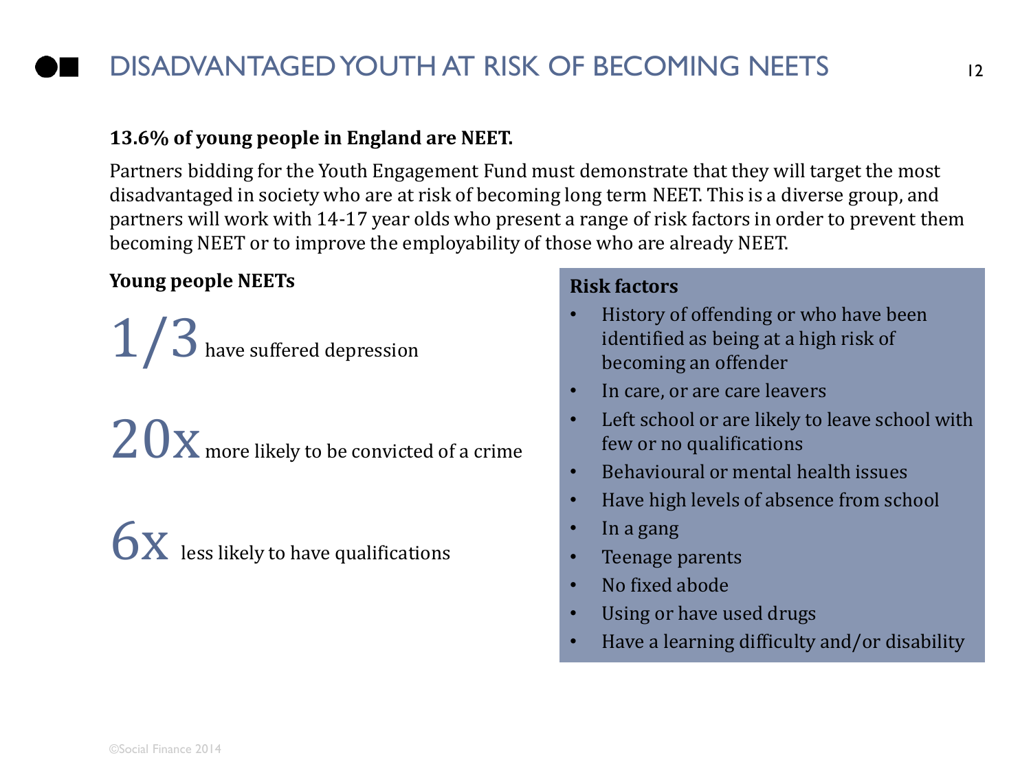# DISADVANTAGED YOUTH AT RISK OF BECOMING NEETS

**13.6% of young people in England are NEET.**

Partners bidding for the Youth Engagement Fund must demonstrate that they will target the most disadvantaged in society who are at risk of becoming long term NEET. This is a diverse group, and partners will work with 14-17 year olds who present a range of risk factors in order to prevent them becoming NEET or to improve the employability of those who are already NEET.

**Young people NEETs**

1/3 have suffered depression

20x more likely to be convicted of a crime

6x less likely to have qualifications

**Risk factors**

- History of offending or who have been identified as being at a high risk of becoming an offender
- In care, or are care leavers
- Left school or are likely to leave school with few or no qualifications
- Behavioural or mental health issues
- Have high levels of absence from school
- In a gang
- Teenage parents
- No fixed abode
- Using or have used drugs
- Have a learning difficulty and/or disability

©Social Finance 2014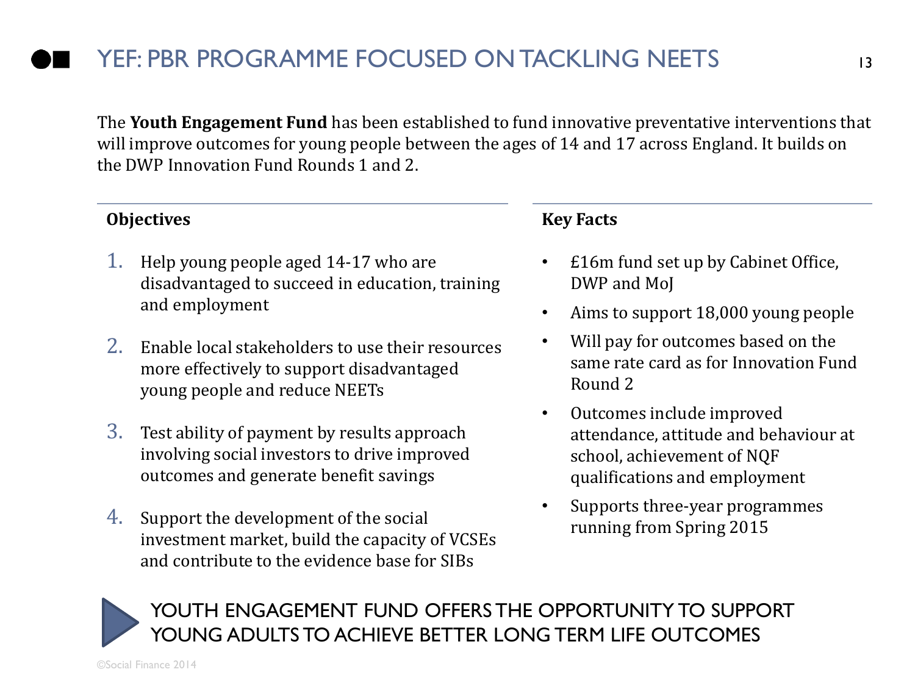# YEF: PBR PROGRAMME FOCUSED ON TACKLING NEETS

The **Youth Engagement Fund** has been established to fund innovative preventative interventions that will improve outcomes for young people between the ages of 14 and 17 across England. It builds on the DWP Innovation Fund Rounds 1 and 2.

## Objectives

1. Help young people aged 14-17 who are disadvantaged to succeed in education, training and employment
2. Enable local stakeholders to use their resources more effectively to support disadvantaged young people and reduce NEETs
3. Test ability of payment by results approach involving social investors to drive improved outcomes and generate benefit savings
4. Support the development of the social investment market, build the capacity of VCSEs and contribute to the evidence base for SIBs

## Key Facts

- £16m fund set up by Cabinet Office, DWP and MoJ
- Aims to support 18,000 young people
- Will pay for outcomes based on the same rate card as for Innovation Fund Round 2
- Outcomes include improved attendance, attitude and behaviour at school, achievement of NQF qualifications and employment
- Supports three-year programmes running from Spring 2015

**YOUTH ENGAGEMENT FUND OFFERS THE OPPORTUNITY TO SUPPORT YOUNG ADULTS TO ACHIEVE BETTER LONG TERM LIFE OUTCOMES**

©Social Finance 2014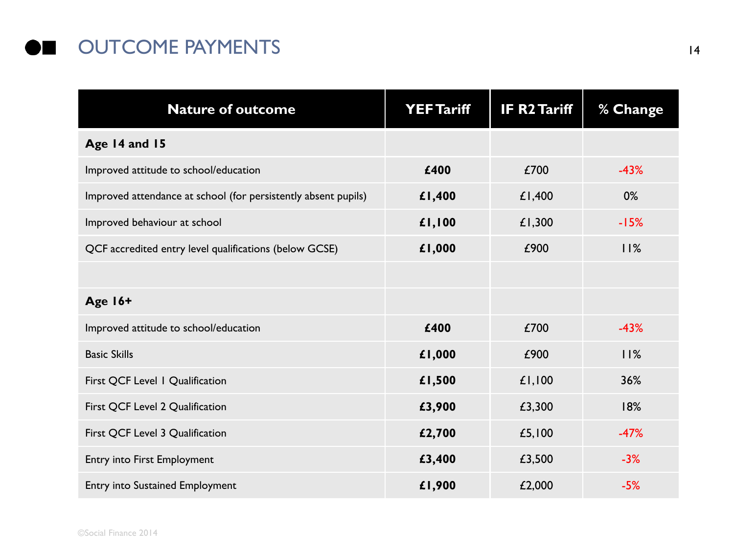# OUTCOME PAYMENTS

| Nature of outcome | YEF Tariff | IF R2 Tariff | % Change |
|---|---|---|---|
| **Age 14 and 15** | | | |
| Improved attitude to school/education | **£400** | £700 | -43% |
| Improved attendance at school (for persistently absent pupils) | **£1,400** | £1,400 | 0% |
| Improved behaviour at school | **£1,100** | £1,300 | -15% |
| QCF accredited entry level qualifications (below GCSE) | **£1,000** | £900 | 11% |
| | | | |
| **Age 16+** | | | |
| Improved attitude to school/education | **£400** | £700 | -43% |
| Basic Skills | **£1,000** | £900 | 11% |
| First QCF Level 1 Qualification | **£1,500** | £1,100 | 36% |
| First QCF Level 2 Qualification | **£3,900** | £3,300 | 18% |
| First QCF Level 3 Qualification | **£2,700** | £5,100 | -47% |
| Entry into First Employment | **£3,400** | £3,500 | -3% |
| Entry into Sustained Employment | **£1,900** | £2,000 | -5% |

©Social Finance 2014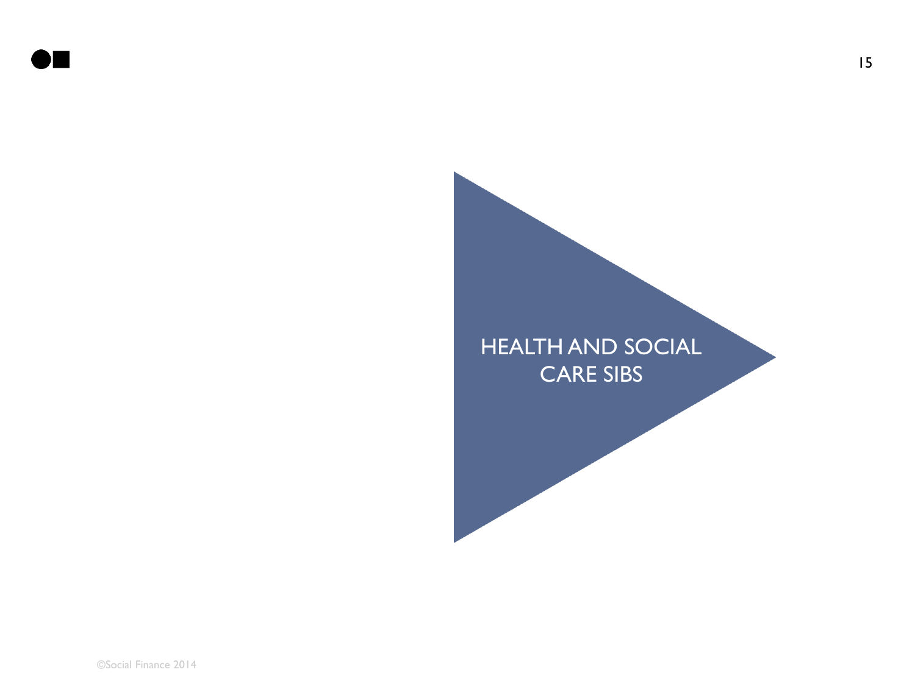# HEALTH AND SOCIAL CARE SIBS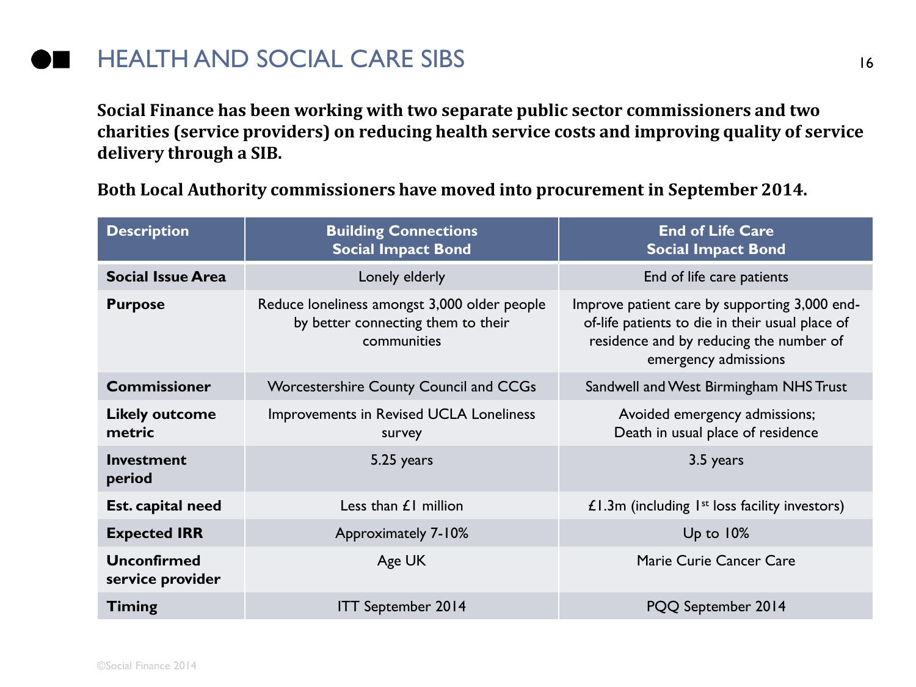# HEALTH AND SOCIAL CARE SIBS

**Social Finance has been working with two separate public sector commissioners and two charities (service providers) on reducing health service costs and improving quality of service delivery through a SIB.**

**Both Local Authority commissioners have moved into procurement in September 2014.**

| Description | Building Connections Social Impact Bond | End of Life Care Social Impact Bond |
|---|---|---|
| **Social Issue Area** | Lonely elderly | End of life care patients |
| **Purpose** | Reduce loneliness amongst 3,000 older people by better connecting them to their communities | Improve patient care by supporting 3,000 end-of-life patients to die in their usual place of residence and by reducing the number of emergency admissions |
| **Commissioner** | Worcestershire County Council and CCGs | Sandwell and West Birmingham NHS Trust |
| **Likely outcome metric** | Improvements in Revised UCLA Loneliness survey | Avoided emergency admissions; Death in usual place of residence |
| **Investment period** | 5.25 years | 3.5 years |
| **Est. capital need** | Less than £1 million | £1.3m (including 1st loss facility investors) |
| **Expected IRR** | Approximately 7-10% | Up to 10% |
| **Unconfirmed service provider** | Age UK | Marie Curie Cancer Care |
| **Timing** | ITT September 2014 | PQQ September 2014 |

©Social Finance 2014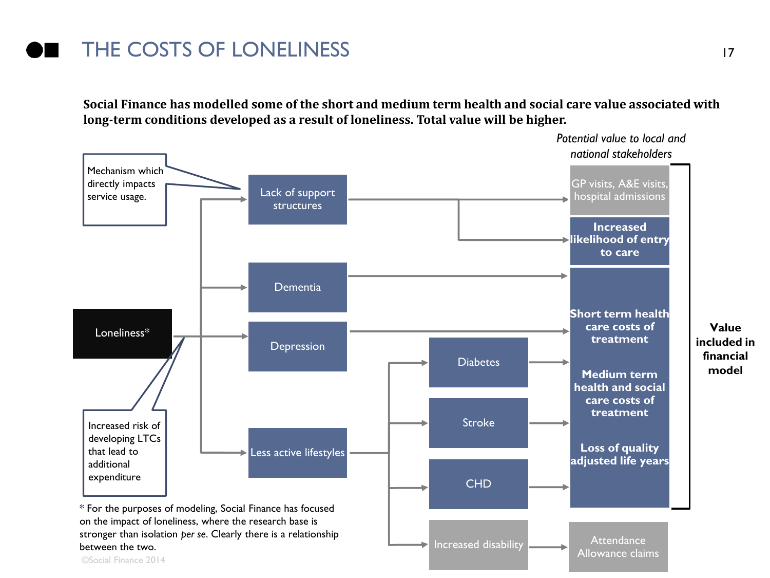# THE COSTS OF LONELINESS

**Social Finance has modelled some of the short and medium term health and social care value associated with long-term conditions developed as a result of loneliness. Total value will be higher.**

*Potential value to local and national stakeholders*

Mechanism which directly impacts service usage.

Loneliness*

Lack of support structures

Dementia

Depression

Less active lifestyles

Diabetes

Stroke

CHD

Increased disability

GP visits, A&E visits, hospital admissions

**Increased likelihood of entry to care**

**Short term health care costs of treatment**

**Medium term health and social care costs of treatment**

**Loss of quality adjusted life years**

Attendance Allowance claims

**Value included in financial model**

Increased risk of developing LTCs that lead to additional expenditure

* For the purposes of modeling, Social Finance has focused on the impact of loneliness, where the research base is stronger than isolation *per se*. Clearly there is a relationship between the two.

©Social Finance 2014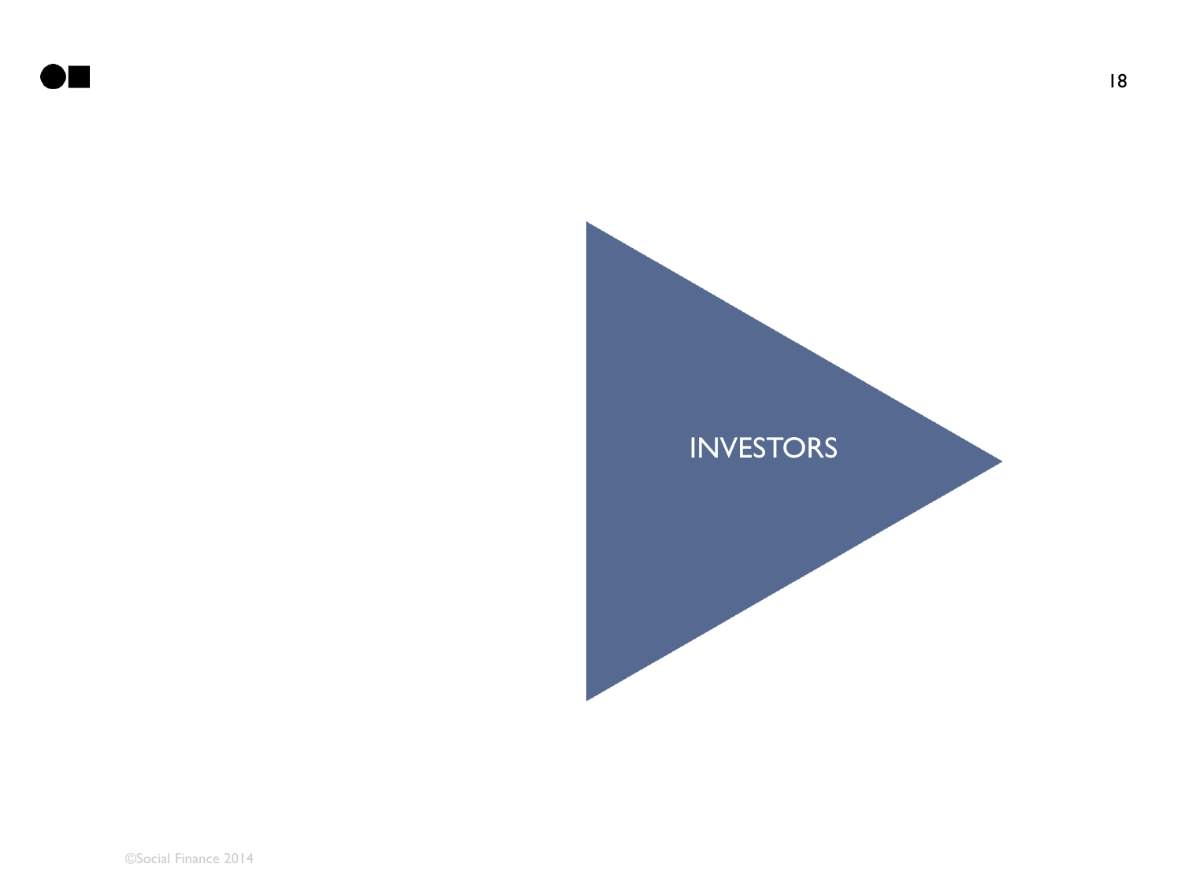# INVESTORS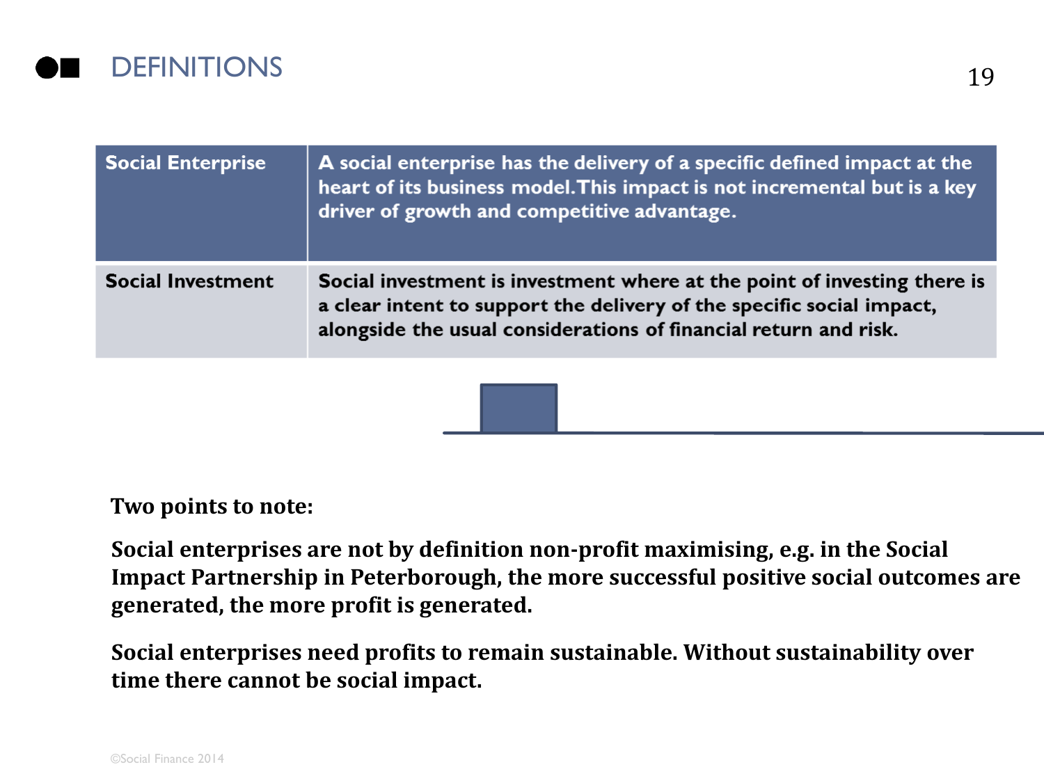# DEFINITIONS

| Social Enterprise | A social enterprise has the delivery of a specific defined impact at the heart of its business model. This impact is not incremental but is a key driver of growth and competitive advantage. |
|---|---|
| Social Investment | Social investment is investment where at the point of investing there is a clear intent to support the delivery of the specific social impact, alongside the usual considerations of financial return and risk. |

**Two points to note:**

**Social enterprises are not by definition non-profit maximising, e.g. in the Social Impact Partnership in Peterborough, the more successful positive social outcomes are generated, the more profit is generated.**

**Social enterprises need profits to remain sustainable. Without sustainability over time there cannot be social impact.**

©Social Finance 2014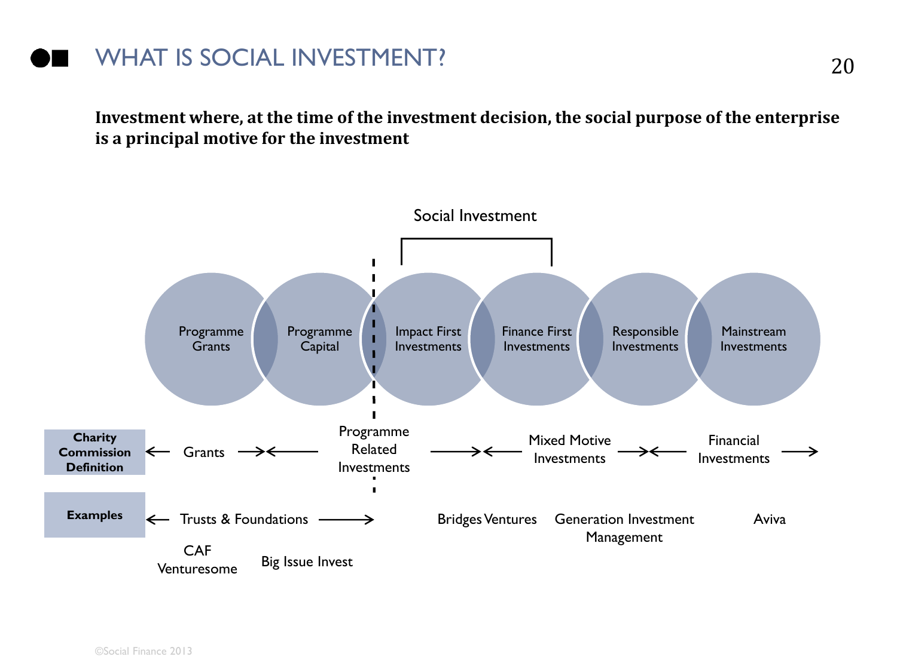# WHAT IS SOCIAL INVESTMENT?

**Investment where, at the time of the investment decision, the social purpose of the enterprise is a principal motive for the investment**

Social Investment

Programme Grants | Programme Capital | Impact First Investments | Finance First Investments | Responsible Investments | Mainstream Investments

| | | | | |
|---|---|---|---|---|
| **Charity Commission Definition** | ← Grants → | ← Programme Related Investments → | ← Mixed Motive Investments → | ← Financial Investments → |
| **Examples** | ← Trusts & Foundations → | Bridges Ventures | Generation Investment Management | Aviva |
| | CAF Venturesome | Big Issue Invest | | |

©Social Finance 2013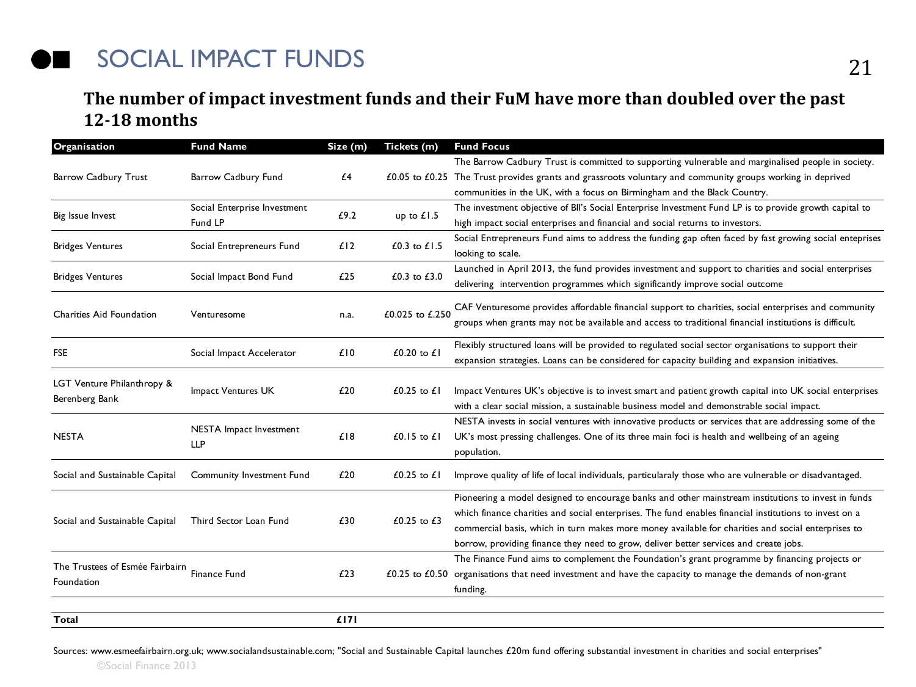# SOCIAL IMPACT FUNDS

## The number of impact investment funds and their FuM have more than doubled over the past 12-18 months

| Organisation | Fund Name | Size (m) | Tickets (m) | Fund Focus |
|---|---|---|---|---|
| Barrow Cadbury Trust | Barrow Cadbury Fund | £4 | £0.05 to £0.25 | The Barrow Cadbury Trust is committed to supporting vulnerable and marginalised people in society. The Trust provides grants and grassroots voluntary and community groups working in deprived communities in the UK, with a focus on Birmingham and the Black Country. |
| Big Issue Invest | Social Enterprise Investment Fund LP | £9.2 | up to £1.5 | The investment objective of BII's Social Enterprise Investment Fund LP is to provide growth capital to high impact social enterprises and financial and social returns to investors. |
| Bridges Ventures | Social Entrepreneurs Fund | £12 | £0.3 to £1.5 | Social Entrepreneurs Fund aims to address the funding gap often faced by fast growing social enteprises looking to scale. |
| Bridges Ventures | Social Impact Bond Fund | £25 | £0.3 to £3.0 | Launched in April 2013, the fund provides investment and support to charities and social enterprises delivering intervention programmes which significantly improve social outcome |
| Charities Aid Foundation | Venturesome | n.a. | £0.025 to £.250 | CAF Venturesome provides affordable financial support to charities, social enterprises and community groups when grants may not be available and access to traditional financial institutions is difficult. |
| FSE | Social Impact Accelerator | £10 | £0.20 to £1 | Flexibly structured loans will be provided to regulated social sector organisations to support their expansion strategies. Loans can be considered for capacity building and expansion initiatives. |
| LGT Venture Philanthropy & Berenberg Bank | Impact Ventures UK | £20 | £0.25 to £1 | Impact Ventures UK's objective is to invest smart and patient growth capital into UK social enterprises with a clear social mission, a sustainable business model and demonstrable social impact. |
| NESTA | NESTA Impact Investment LLP | £18 | £0.15 to £1 | NESTA invests in social ventures with innovative products or services that are addressing some of the UK's most pressing challenges. One of its three main foci is health and wellbeing of an ageing population. |
| Social and Sustainable Capital | Community Investment Fund | £20 | £0.25 to £1 | Improve quality of life of local individuals, particularaly those who are vulnerable or disadvantaged. |
| Social and Sustainable Capital | Third Sector Loan Fund | £30 | £0.25 to £3 | Pioneering a model designed to encourage banks and other mainstream institutions to invest in funds which finance charities and social enterprises. The fund enables financial institutions to invest on a commercial basis, which in turn makes more money available for charities and social enterprises to borrow, providing finance they need to grow, deliver better services and create jobs. |
| The Trustees of Esmée Fairbairn Foundation | Finance Fund | £23 | £0.25 to £0.50 | The Finance Fund aims to complement the Foundation's grant programme by financing projects or organisations that need investment and have the capacity to manage the demands of non-grant funding. |
| **Total** | | **£171** | | |

Sources: www.esmeefairbairn.org.uk; www.socialandsustainable.com; "Social and Sustainable Capital launches £20m fund offering substantial investment in charities and social enterprises"

©Social Finance 2013